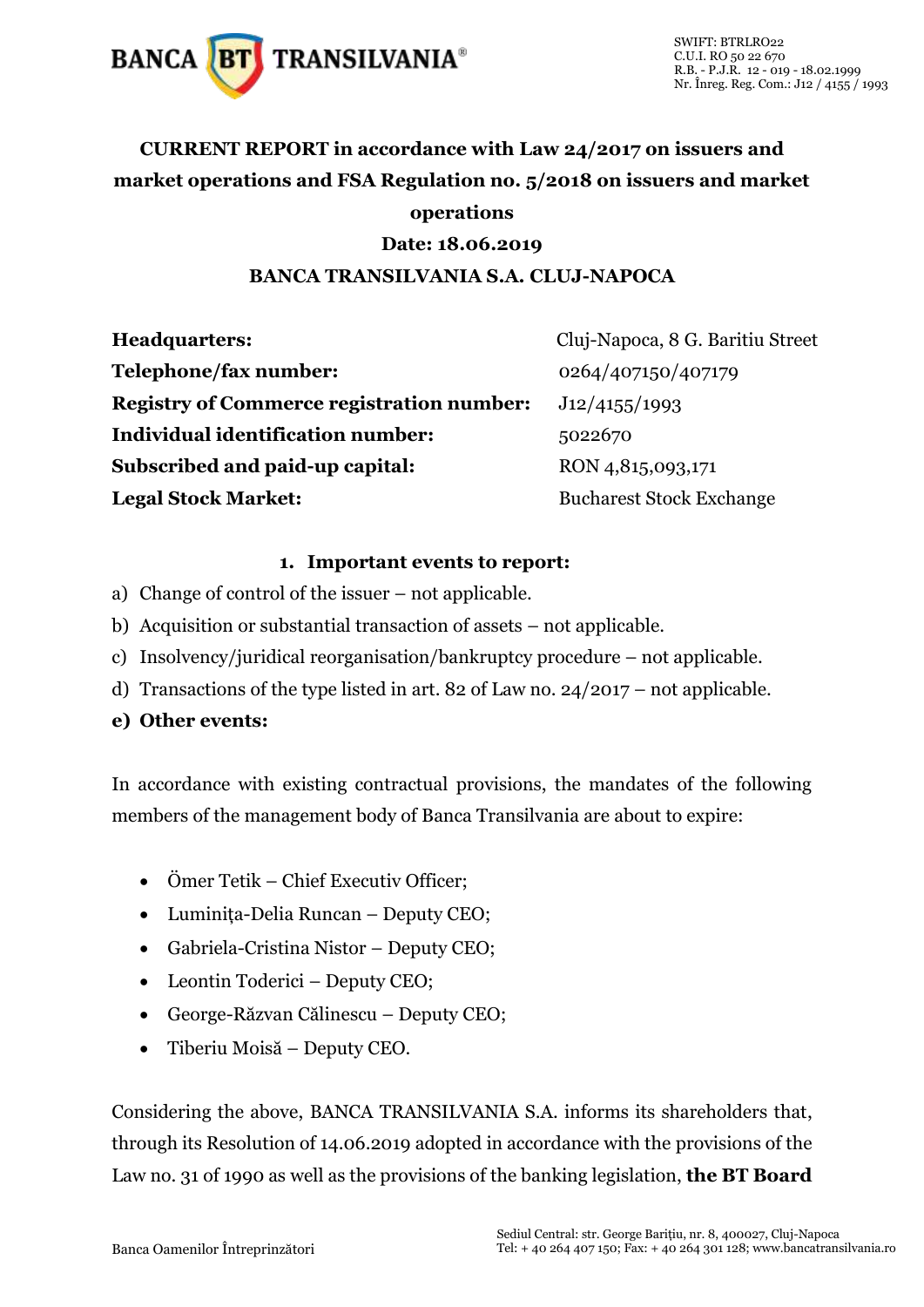**CURRENT REPORT in accordance with Law 24/2017 on issuers and market operations and FSA Regulation no. 5/2018 on issuers and market operations**

**Date: 18.06.2019**

**BANCA TRANSILVANIA S.A. CLUJ-NAPOCA**

| | |
|---|---|
| **Headquarters:** | Cluj-Napoca, 8 G. Baritiu Street |
| **Telephone/fax number:** | 0264/407150/407179 |
| **Registry of Commerce registration number:** | J12/4155/1993 |
| **Individual identification number:** | 5022670 |
| **Subscribed and paid-up capital:** | RON 4,815,093,171 |
| **Legal Stock Market:** | Bucharest Stock Exchange |

**1. Important events to report:**

a) Change of control of the issuer – not applicable.

b) Acquisition or substantial transaction of assets – not applicable.

c) Insolvency/juridical reorganisation/bankruptcy procedure – not applicable.

d) Transactions of the type listed in art. 82 of Law no. 24/2017 – not applicable.

**e) Other events:**

In accordance with existing contractual provisions, the mandates of the following members of the management body of Banca Transilvania are about to expire:

- Ömer Tetik – Chief Executiv Officer;
- Luminița-Delia Runcan – Deputy CEO;
- Gabriela-Cristina Nistor – Deputy CEO;
- Leontin Toderici – Deputy CEO;
- George-Răzvan Călinescu – Deputy CEO;
- Tiberiu Moisă – Deputy CEO.

Considering the above, BANCA TRANSILVANIA S.A. informs its shareholders that, through its Resolution of 14.06.2019 adopted in accordance with the provisions of the Law no. 31 of 1990 as well as the provisions of the banking legislation, **the BT Board**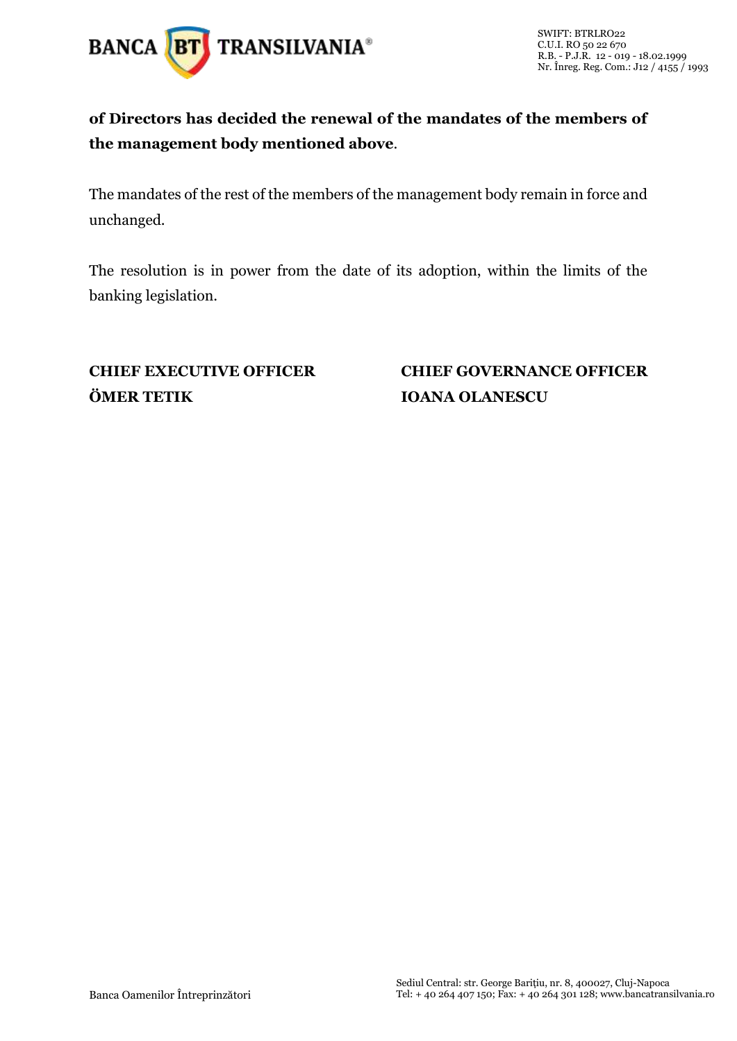**of Directors has decided the renewal of the mandates of the members of the management body mentioned above**.

The mandates of the rest of the members of the management body remain in force and unchanged.

The resolution is in power from the date of its adoption, within the limits of the banking legislation.

**CHIEF EXECUTIVE OFFICER**
**ÖMER TETIK**

**CHIEF GOVERNANCE OFFICER**
**IOANA OLANESCU**